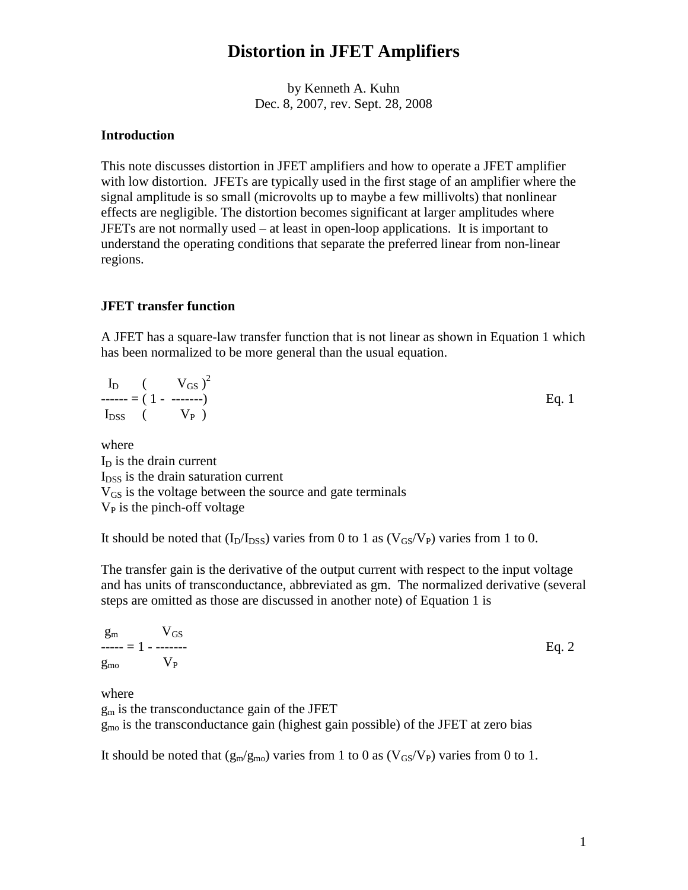# Distortion in JFET Amplifiers

by Kenneth A. Kuhn
Dec. 8, 2007, rev. Sept. 28, 2008

## Introduction

This note discusses distortion in JFET amplifiers and how to operate a JFET amplifier with low distortion. JFETs are typically used in the first stage of an amplifier where the signal amplitude is so small (microvolts up to maybe a few millivolts) that nonlinear effects are negligible. The distortion becomes significant at larger amplitudes where JFETs are not normally used – at least in open-loop applications. It is important to understand the operating conditions that separate the preferred linear from non-linear regions.

## JFET transfer function

A JFET has a square-law transfer function that is not linear as shown in Equation 1 which has been normalized to be more general than the usual equation.

$$\frac{I_D}{I_{DSS}} = \left(1 - \frac{V_{GS}}{V_P}\right)^2 \qquad \text{Eq. 1}$$

where
$I_D$ is the drain current
$I_{DSS}$ is the drain saturation current
$V_{GS}$ is the voltage between the source and gate terminals
$V_P$ is the pinch-off voltage

It should be noted that ($I_D/I_{DSS}$) varies from 0 to 1 as ($V_{GS}/V_P$) varies from 1 to 0.

The transfer gain is the derivative of the output current with respect to the input voltage and has units of transconductance, abbreviated as gm. The normalized derivative (several steps are omitted as those are discussed in another note) of Equation 1 is

$$\frac{g_m}{g_{mo}} = 1 - \frac{V_{GS}}{V_P} \qquad \text{Eq. 2}$$

where
$g_m$ is the transconductance gain of the JFET
$g_{mo}$ is the transconductance gain (highest gain possible) of the JFET at zero bias

It should be noted that ($g_m/g_{mo}$) varies from 1 to 0 as ($V_{GS}/V_P$) varies from 0 to 1.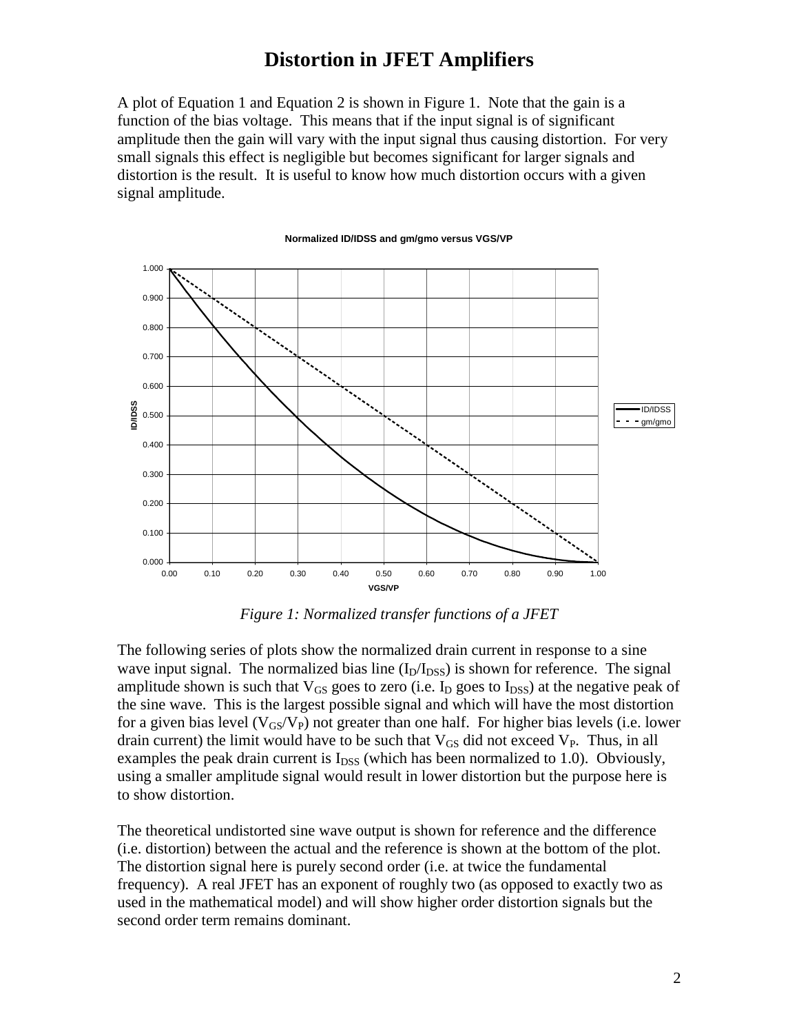# Distortion in JFET Amplifiers

A plot of Equation 1 and Equation 2 is shown in Figure 1. Note that the gain is a function of the bias voltage. This means that if the input signal is of significant amplitude then the gain will vary with the input signal thus causing distortion. For very small signals this effect is negligible but becomes significant for larger signals and distortion is the result. It is useful to know how much distortion occurs with a given signal amplitude.

*Figure 1: Normalized transfer functions of a JFET*

The following series of plots show the normalized drain current in response to a sine wave input signal. The normalized bias line ($I_D/I_{DSS}$) is shown for reference. The signal amplitude shown is such that $V_{GS}$ goes to zero (i.e. $I_D$ goes to $I_{DSS}$) at the negative peak of the sine wave. This is the largest possible signal and which will have the most distortion for a given bias level ($V_{GS}/V_P$) not greater than one half. For higher bias levels (i.e. lower drain current) the limit would have to be such that $V_{GS}$ did not exceed $V_P$. Thus, in all examples the peak drain current is $I_{DSS}$ (which has been normalized to 1.0). Obviously, using a smaller amplitude signal would result in lower distortion but the purpose here is to show distortion.

The theoretical undistorted sine wave output is shown for reference and the difference (i.e. distortion) between the actual and the reference is shown at the bottom of the plot. The distortion signal here is purely second order (i.e. at twice the fundamental frequency). A real JFET has an exponent of roughly two (as opposed to exactly two as used in the mathematical model) and will show higher order distortion signals but the second order term remains dominant.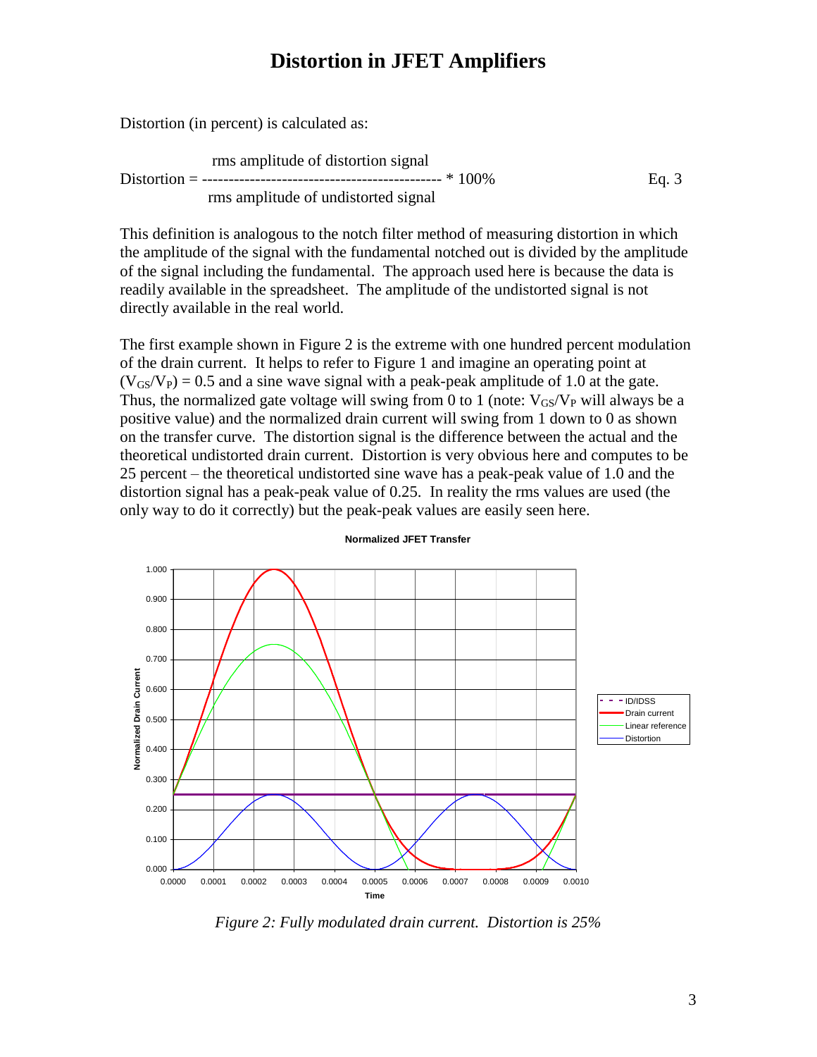# Distortion in JFET Amplifiers

Distortion (in percent) is calculated as:

$$\text{Distortion} = \frac{\text{rms amplitude of distortion signal}}{\text{rms amplitude of undistorted signal}} * 100\% \qquad \text{Eq. 3}$$

This definition is analogous to the notch filter method of measuring distortion in which the amplitude of the signal with the fundamental notched out is divided by the amplitude of the signal including the fundamental. The approach used here is because the data is readily available in the spreadsheet. The amplitude of the undistorted signal is not directly available in the real world.

The first example shown in Figure 2 is the extreme with one hundred percent modulation of the drain current. It helps to refer to Figure 1 and imagine an operating point at $(V_{GS}/V_P) = 0.5$ and a sine wave signal with a peak-peak amplitude of 1.0 at the gate. Thus, the normalized gate voltage will swing from 0 to 1 (note: $V_{GS}/V_P$ will always be a positive value) and the normalized drain current will swing from 1 down to 0 as shown on the transfer curve. The distortion signal is the difference between the actual and the theoretical undistorted drain current. Distortion is very obvious here and computes to be 25 percent – the theoretical undistorted sine wave has a peak-peak value of 1.0 and the distortion signal has a peak-peak value of 0.25. In reality the rms values are used (the only way to do it correctly) but the peak-peak values are easily seen here.

*Figure 2: Fully modulated drain current. Distortion is 25%*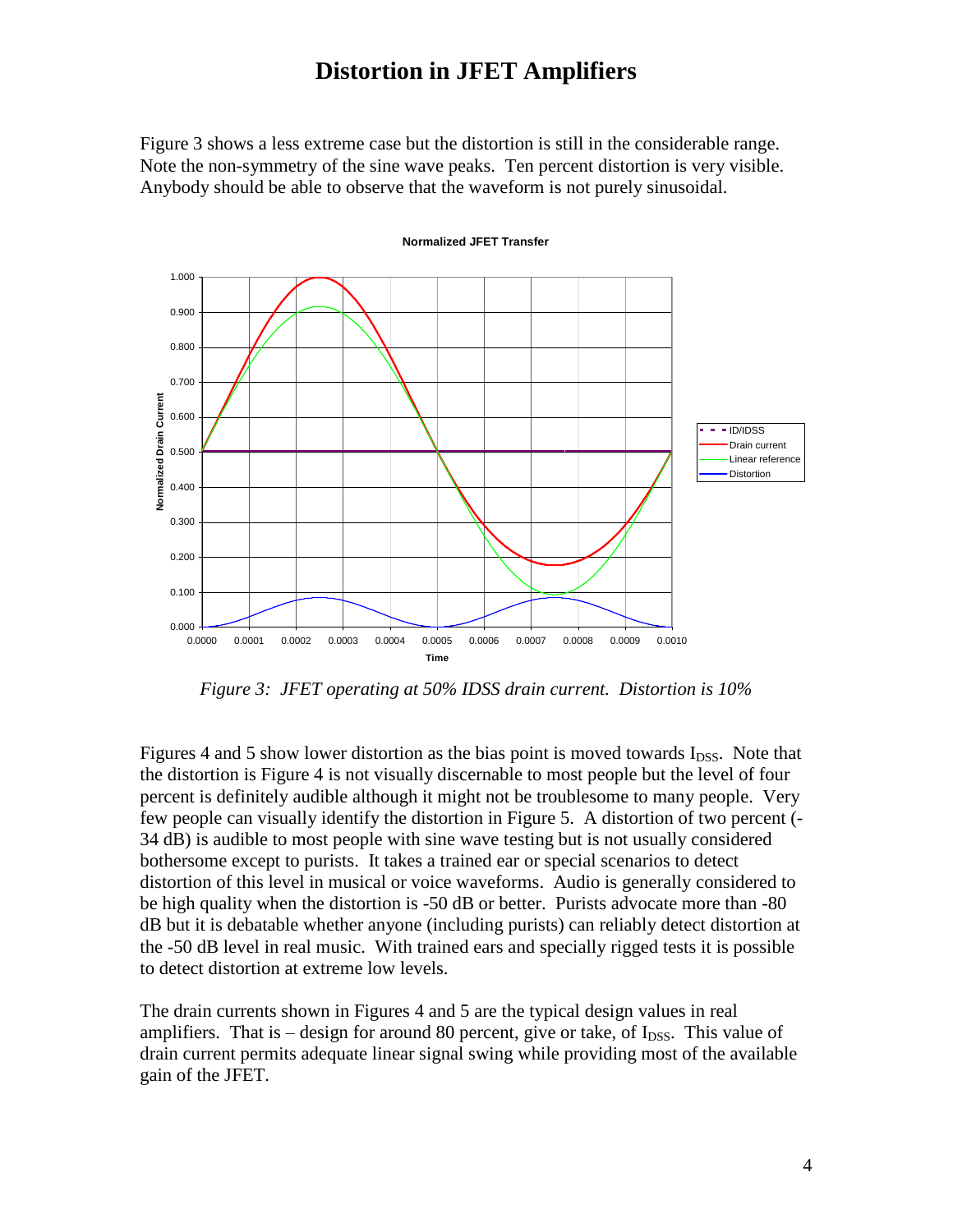# Distortion in JFET Amplifiers

Figure 3 shows a less extreme case but the distortion is still in the considerable range. Note the non-symmetry of the sine wave peaks. Ten percent distortion is very visible. Anybody should be able to observe that the waveform is not purely sinusoidal.

*Figure 3: JFET operating at 50% IDSS drain current. Distortion is 10%*

Figures 4 and 5 show lower distortion as the bias point is moved towards $I_{DSS}$. Note that the distortion is Figure 4 is not visually discernable to most people but the level of four percent is definitely audible although it might not be troublesome to many people. Very few people can visually identify the distortion in Figure 5. A distortion of two percent (-34 dB) is audible to most people with sine wave testing but is not usually considered bothersome except to purists. It takes a trained ear or special scenarios to detect distortion of this level in musical or voice waveforms. Audio is generally considered to be high quality when the distortion is -50 dB or better. Purists advocate more than -80 dB but it is debatable whether anyone (including purists) can reliably detect distortion at the -50 dB level in real music. With trained ears and specially rigged tests it is possible to detect distortion at extreme low levels.

The drain currents shown in Figures 4 and 5 are the typical design values in real amplifiers. That is – design for around 80 percent, give or take, of $I_{DSS}$. This value of drain current permits adequate linear signal swing while providing most of the available gain of the JFET.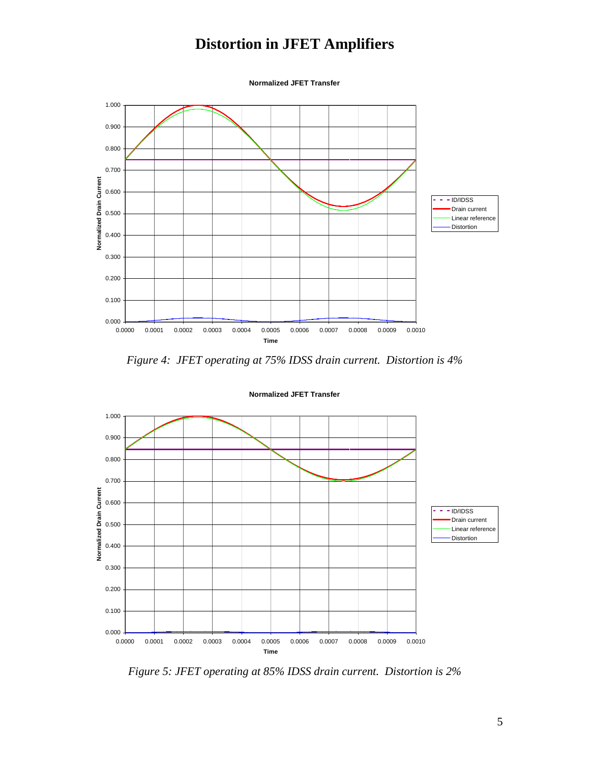# Distortion in JFET Amplifiers

*Figure 4: JFET operating at 75% IDSS drain current. Distortion is 4%*

*Figure 5: JFET operating at 85% IDSS drain current. Distortion is 2%*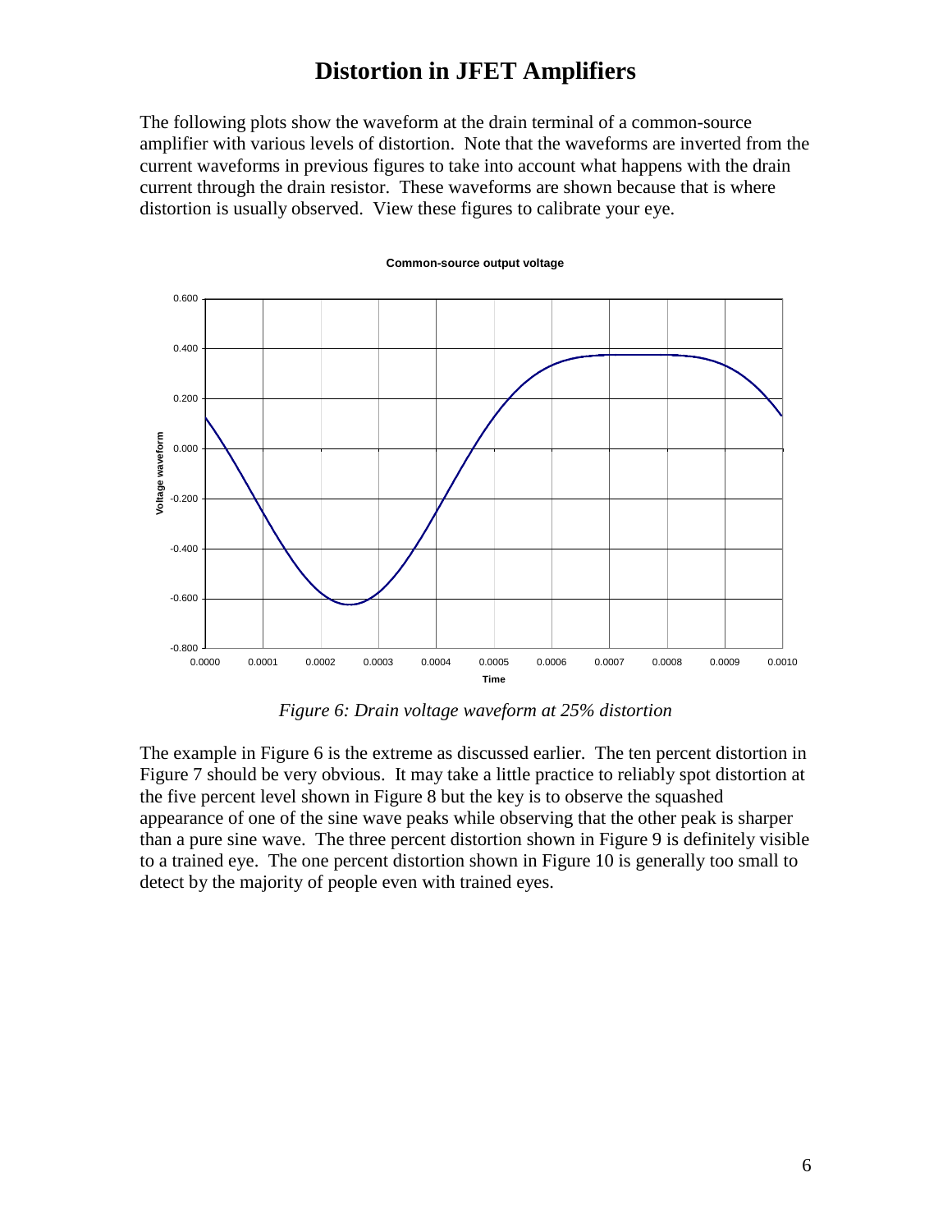# Distortion in JFET Amplifiers

The following plots show the waveform at the drain terminal of a common-source amplifier with various levels of distortion. Note that the waveforms are inverted from the current waveforms in previous figures to take into account what happens with the drain current through the drain resistor. These waveforms are shown because that is where distortion is usually observed. View these figures to calibrate your eye.

*Figure 6: Drain voltage waveform at 25% distortion*

The example in Figure 6 is the extreme as discussed earlier. The ten percent distortion in Figure 7 should be very obvious. It may take a little practice to reliably spot distortion at the five percent level shown in Figure 8 but the key is to observe the squashed appearance of one of the sine wave peaks while observing that the other peak is sharper than a pure sine wave. The three percent distortion shown in Figure 9 is definitely visible to a trained eye. The one percent distortion shown in Figure 10 is generally too small to detect by the majority of people even with trained eyes.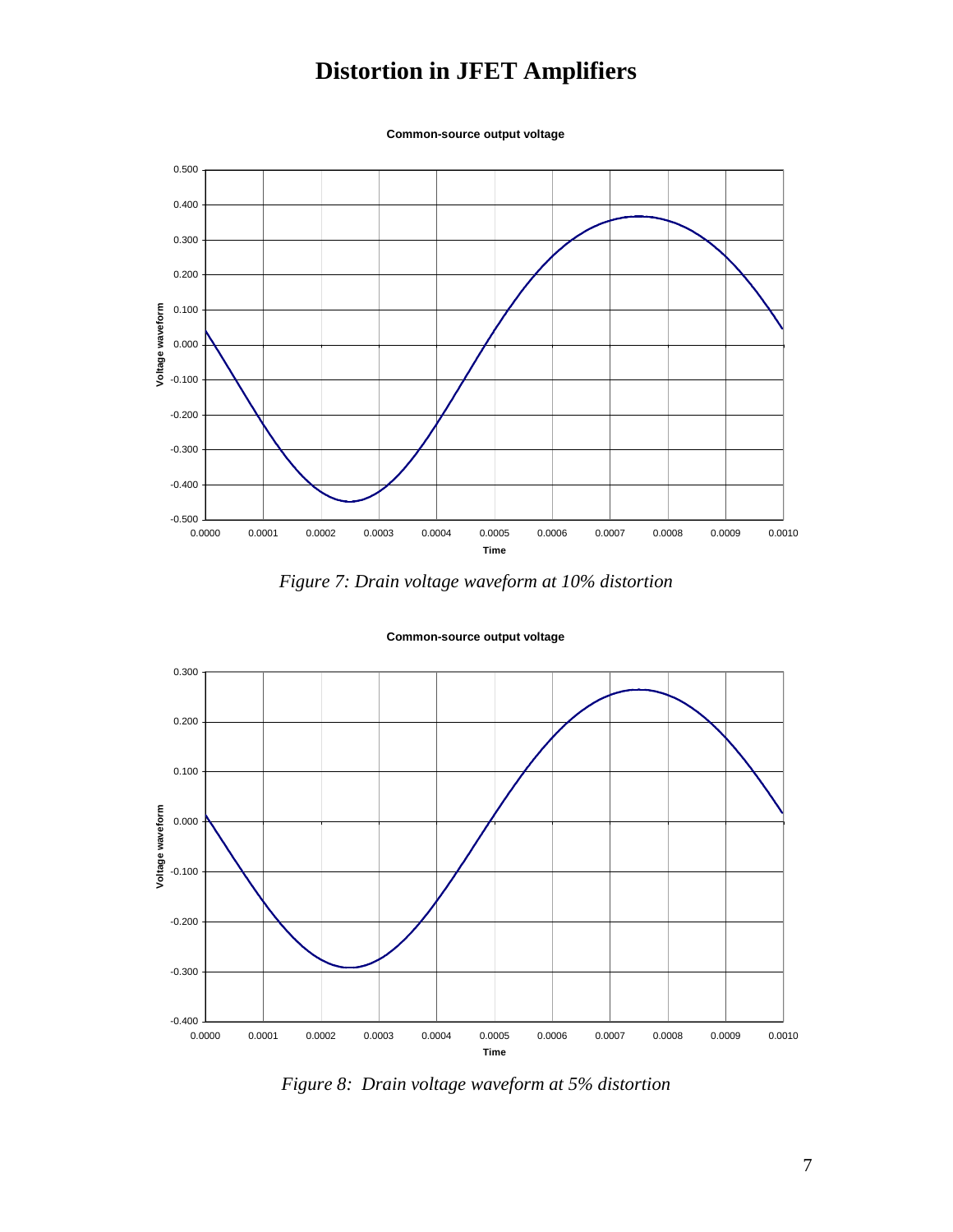# Distortion in JFET Amplifiers

*Figure 7: Drain voltage waveform at 10% distortion*

*Figure 8: Drain voltage waveform at 5% distortion*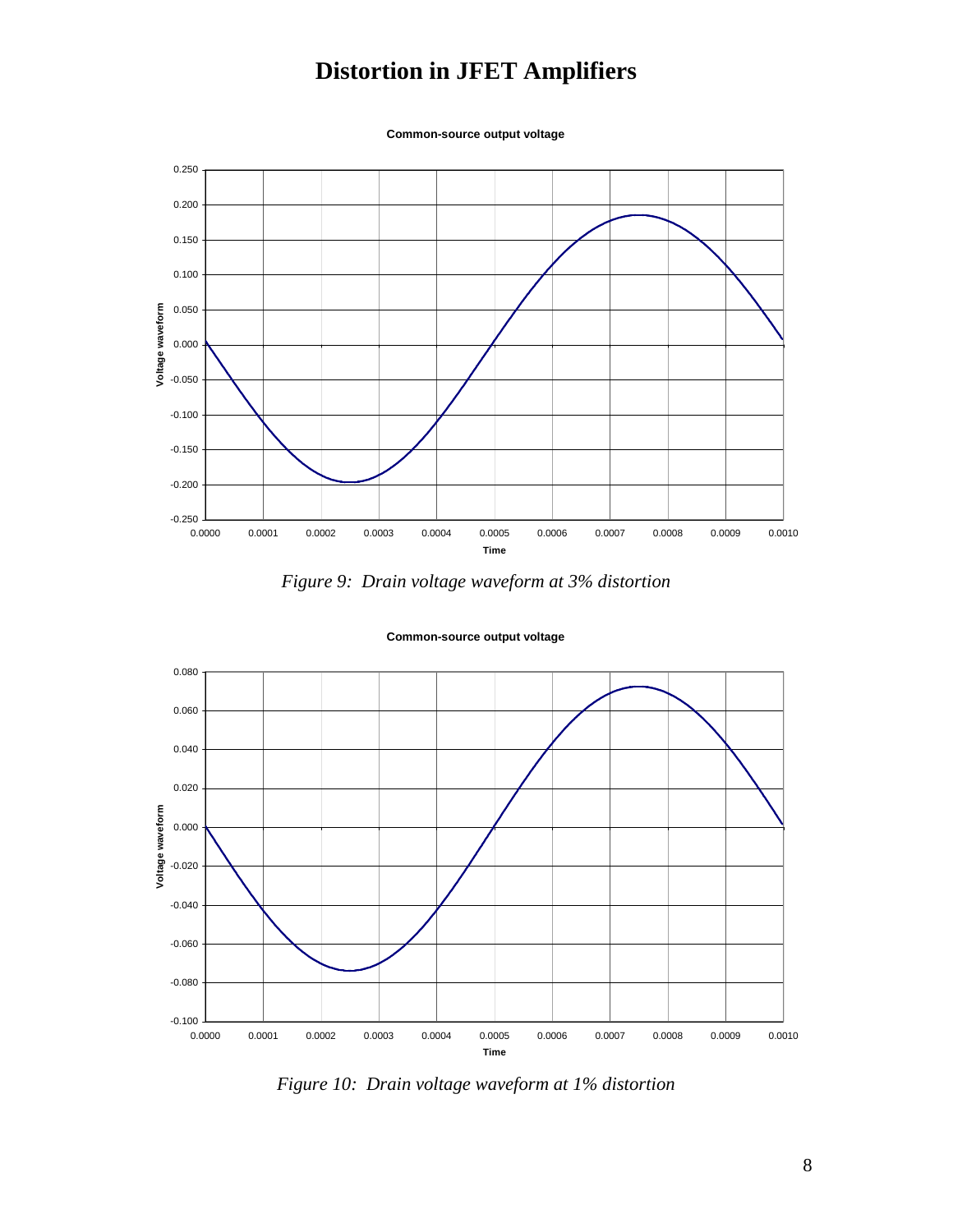# Distortion in JFET Amplifiers

*Figure 9: Drain voltage waveform at 3% distortion*

*Figure 10: Drain voltage waveform at 1% distortion*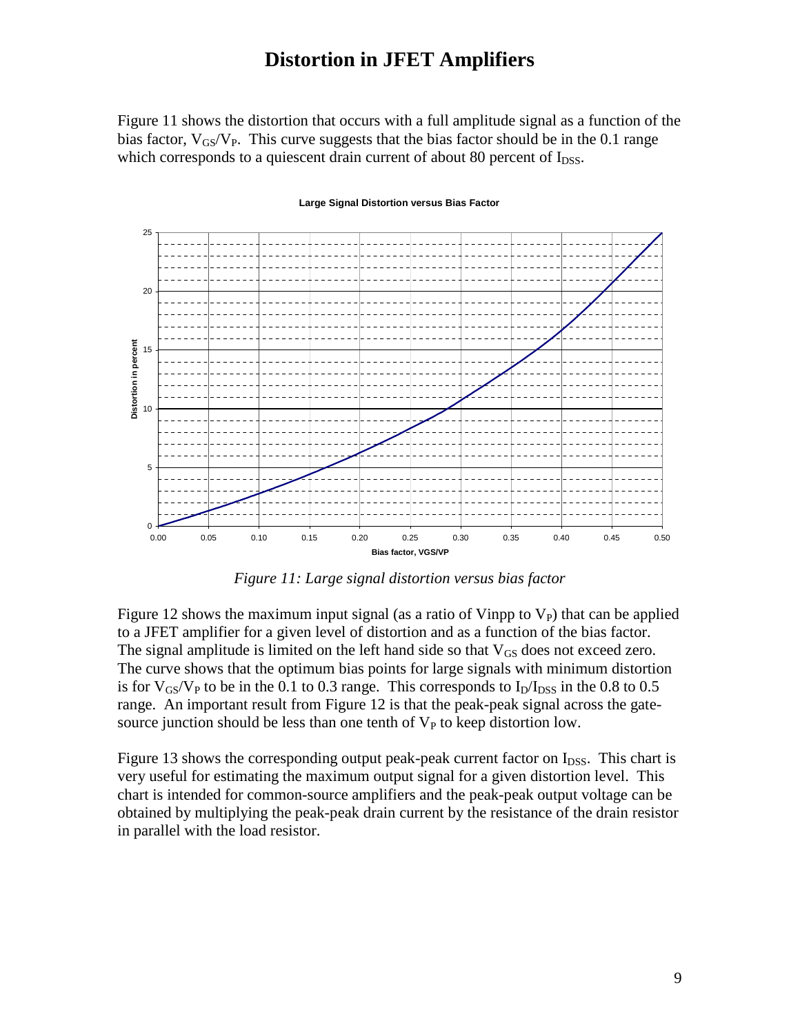# Distortion in JFET Amplifiers

Figure 11 shows the distortion that occurs with a full amplitude signal as a function of the bias factor, $V_{GS}/V_P$. This curve suggests that the bias factor should be in the 0.1 range which corresponds to a quiescent drain current of about 80 percent of $I_{DSS}$.

*Figure 11: Large signal distortion versus bias factor*

Figure 12 shows the maximum input signal (as a ratio of Vinpp to $V_P$) that can be applied to a JFET amplifier for a given level of distortion and as a function of the bias factor. The signal amplitude is limited on the left hand side so that $V_{GS}$ does not exceed zero. The curve shows that the optimum bias points for large signals with minimum distortion is for $V_{GS}/V_P$ to be in the 0.1 to 0.3 range. This corresponds to $I_D/I_{DSS}$ in the 0.8 to 0.5 range. An important result from Figure 12 is that the peak-peak signal across the gate-source junction should be less than one tenth of $V_P$ to keep distortion low.

Figure 13 shows the corresponding output peak-peak current factor on $I_{DSS}$. This chart is very useful for estimating the maximum output signal for a given distortion level. This chart is intended for common-source amplifiers and the peak-peak output voltage can be obtained by multiplying the peak-peak drain current by the resistance of the drain resistor in parallel with the load resistor.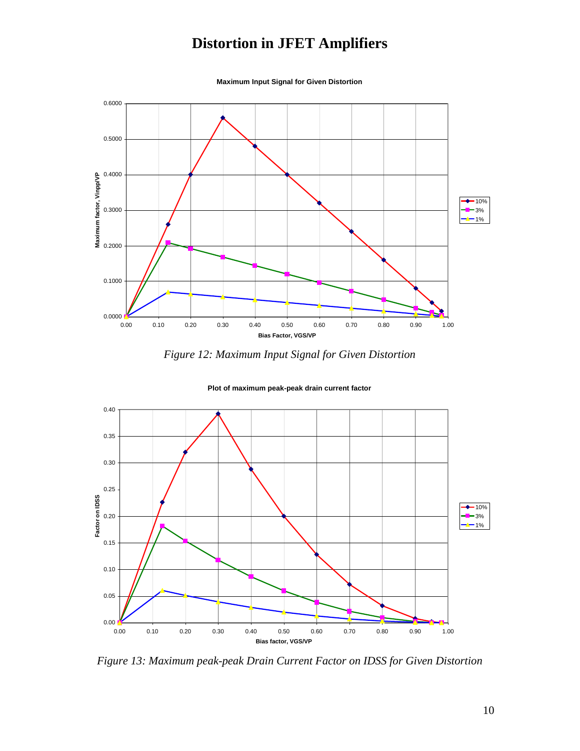# Distortion in JFET Amplifiers

*Figure 12: Maximum Input Signal for Given Distortion*

*Figure 13: Maximum peak-peak Drain Current Factor on IDSS for Given Distortion*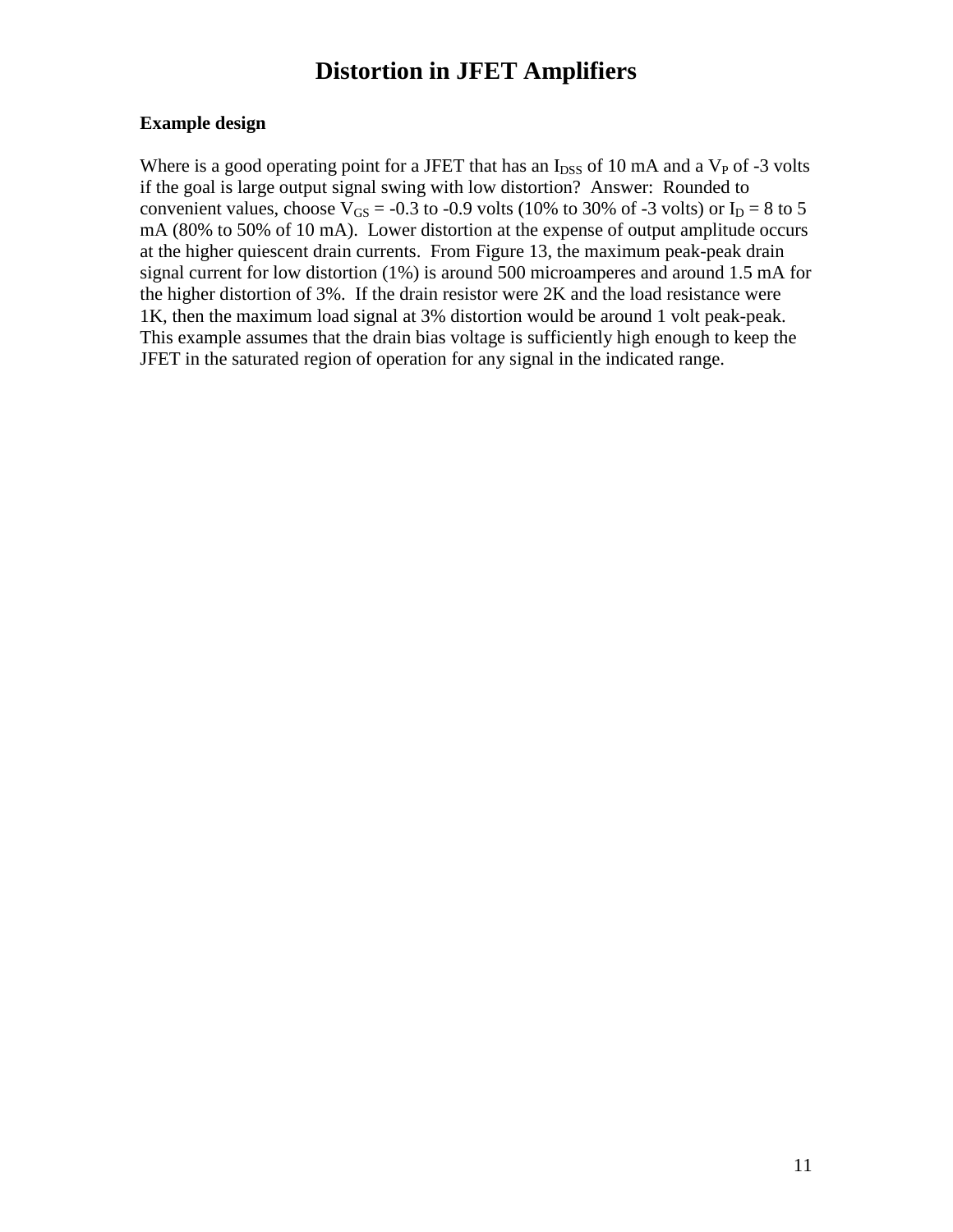# Distortion in JFET Amplifiers

**Example design**

Where is a good operating point for a JFET that has an $I_{DSS}$ of 10 mA and a $V_P$ of -3 volts if the goal is large output signal swing with low distortion? Answer: Rounded to convenient values, choose $V_{GS}$ = -0.3 to -0.9 volts (10% to 30% of -3 volts) or $I_D$ = 8 to 5 mA (80% to 50% of 10 mA). Lower distortion at the expense of output amplitude occurs at the higher quiescent drain currents. From Figure 13, the maximum peak-peak drain signal current for low distortion (1%) is around 500 microamperes and around 1.5 mA for the higher distortion of 3%. If the drain resistor were 2K and the load resistance were 1K, then the maximum load signal at 3% distortion would be around 1 volt peak-peak. This example assumes that the drain bias voltage is sufficiently high enough to keep the JFET in the saturated region of operation for any signal in the indicated range.